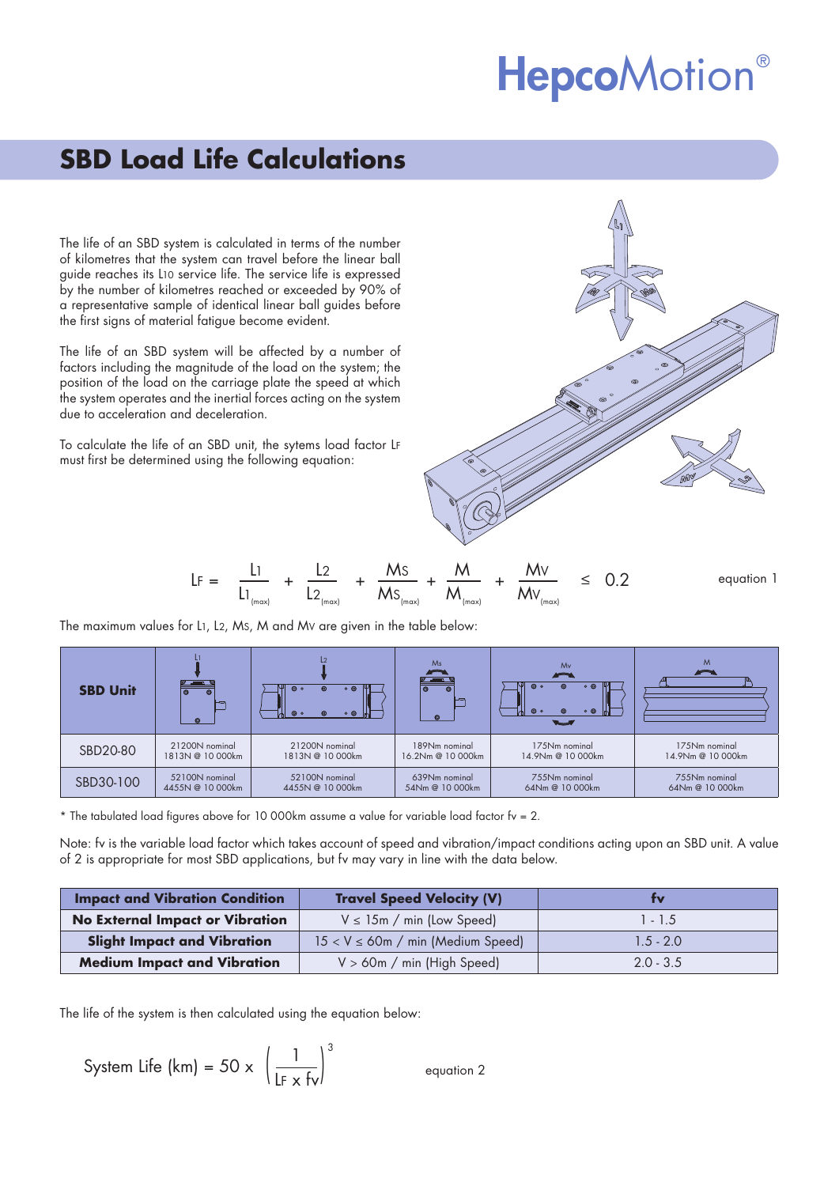# SBD Load Life Calculations

The life of an SBD system is calculated in terms of the number of kilometres that the system can travel before the linear ball guide reaches its $L_{10}$ service life. The service life is expressed by the number of kilometres reached or exceeded by 90% of a representative sample of identical linear ball guides before the first signs of material fatigue become evident.

The life of an SBD system will be affected by a number of factors including the magnitude of the load on the system; the position of the load on the carriage plate the speed at which the system operates and the inertial forces acting on the system due to acceleration and deceleration.

To calculate the life of an SBD unit, the sytems load factor $L_F$ must first be determined using the following equation:

$$L_F = \frac{L_1}{L_{1(max)}} + \frac{L_2}{L_{2(max)}} + \frac{M_S}{M_{S(max)}} + \frac{M}{M_{(max)}} + \frac{M_V}{M_{V(max)}} \leq 0.2 \qquad \text{equation 1}$$

The maximum values for $L_1$, $L_2$, $M_S$, $M$ and $M_V$ are given in the table below:

| SBD Unit | $L_1$ | $L_2$ | $M_S$ | $M_V$ | $M$ |
|---|---|---|---|---|---|
| SBD20-80 | 21200N nominal 1813N @ 10 000km | 21200N nominal 1813N @ 10 000km | 189Nm nominal 16.2Nm @ 10 000km | 175Nm nominal 14.9Nm @ 10 000km | 175Nm nominal 14.9Nm @ 10 000km |
| SBD30-100 | 52100N nominal 4455N @ 10 000km | 52100N nominal 4455N @ 10 000km | 639Nm nominal 54Nm @ 10 000km | 755Nm nominal 64Nm @ 10 000km | 755Nm nominal 64Nm @ 10 000km |

* The tabulated load figures above for 10 000km assume a value for variable load factor $f_v = 2$.

Note: $f_v$ is the variable load factor which takes account of speed and vibration/impact conditions acting upon an SBD unit. A value of 2 is appropriate for most SBD applications, but $f_v$ may vary in line with the data below.

| Impact and Vibration Condition | Travel Speed Velocity (V) | fv |
|---|---|---|
| No External Impact or Vibration | $V \leq 15$m / min (Low Speed) | 1 - 1.5 |
| Slight Impact and Vibration | $15 < V \leq 60$m / min (Medium Speed) | 1.5 - 2.0 |
| Medium Impact and Vibration | $V > 60$m / min (High Speed) | 2.0 - 3.5 |

The life of the system is then calculated using the equation below:

$$\text{System Life (km)} = 50 \times \left(\frac{1}{L_F \times f_v}\right)^3 \qquad \text{equation 2}$$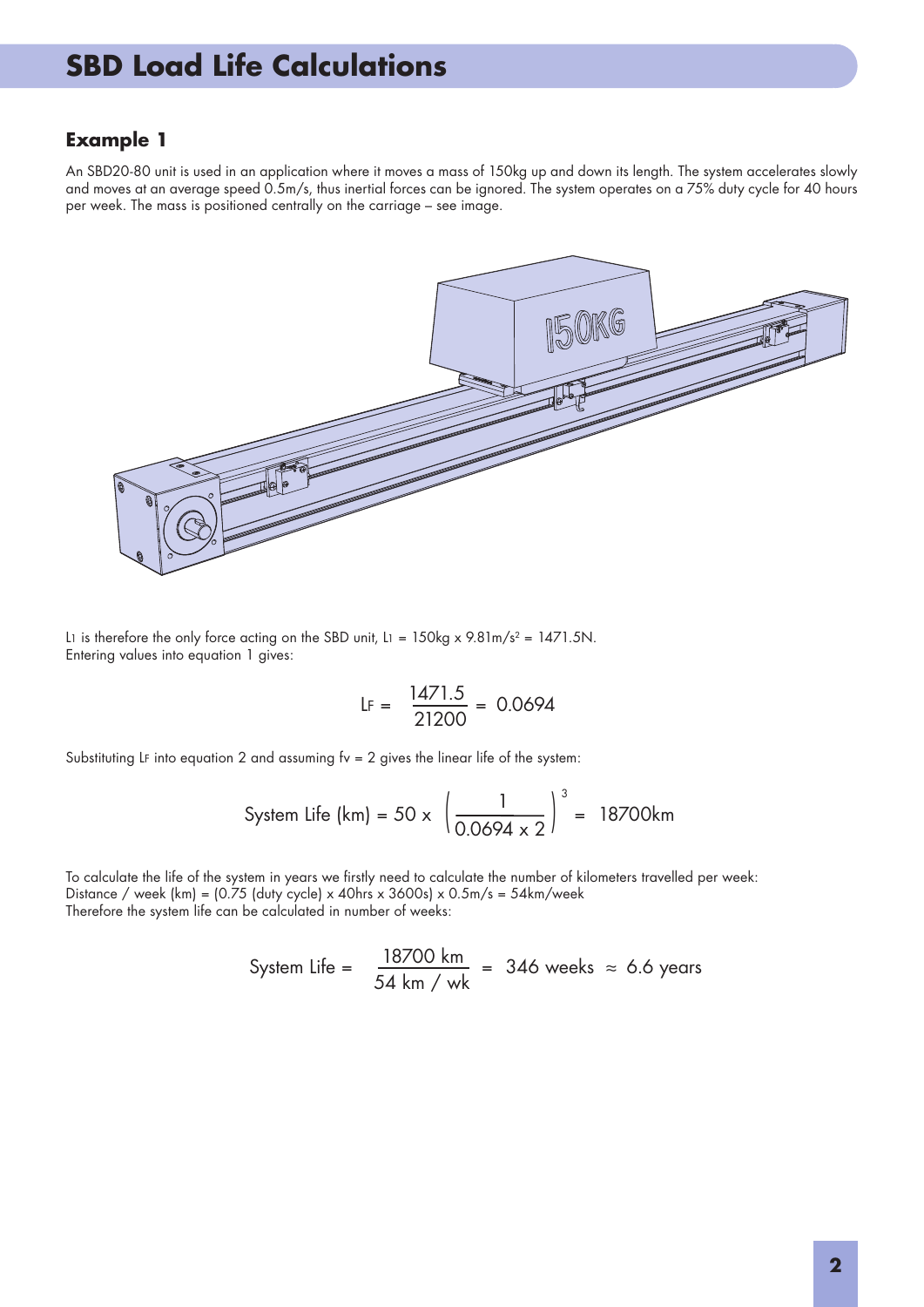# SBD Load Life Calculations

## Example 1

An SBD20-80 unit is used in an application where it moves a mass of 150kg up and down its length. The system accelerates slowly and moves at an average speed 0.5m/s, thus inertial forces can be ignored. The system operates on a 75% duty cycle for 40 hours per week. The mass is positioned centrally on the carriage – see image.

$L_1$ is therefore the only force acting on the SBD unit, $L_1$ = 150kg x 9.81m/s$^2$ = 1471.5N.
Entering values into equation 1 gives:

$$L_F = \frac{1471.5}{21200} = 0.0694$$

Substituting $L_F$ into equation 2 and assuming fv = 2 gives the linear life of the system:

$$\text{System Life (km)} = 50 \times \left( \frac{1}{0.0694 \times 2} \right)^3 = 18700\text{km}$$

To calculate the life of the system in years we firstly need to calculate the number of kilometers travelled per week:
Distance / week (km) = (0.75 (duty cycle) x 40hrs x 3600s) x 0.5m/s = 54km/week
Therefore the system life can be calculated in number of weeks:

$$\text{System Life} = \frac{18700 \text{ km}}{54 \text{ km / wk}} = 346 \text{ weeks} \approx 6.6 \text{ years}$$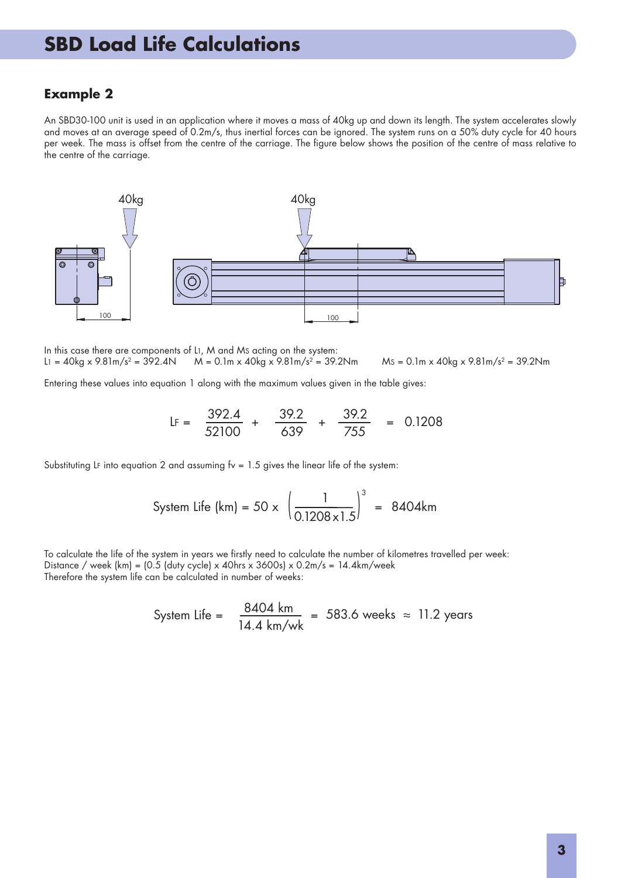# SBD Load Life Calculations

## Example 2

An SBD30-100 unit is used in an application where it moves a mass of 40kg up and down its length. The system accelerates slowly and moves at an average speed of 0.2m/s, thus inertial forces can be ignored. The system runs on a 50% duty cycle for 40 hours per week. The mass is offset from the centre of the carriage. The figure below shows the position of the centre of mass relative to the centre of the carriage.

In this case there are components of $L_1$, M and $M_S$ acting on the system:
$L_1$ = 40kg x 9.81m/s² = 392.4N  M = 0.1m x 40kg x 9.81m/s² = 39.2Nm  $M_S$ = 0.1m x 40kg x 9.81m/s² = 39.2Nm

Entering these values into equation 1 along with the maximum values given in the table gives:

$$L_F = \frac{392.4}{52100} + \frac{39.2}{639} + \frac{39.2}{755} = 0.1208$$

Substituting $L_F$ into equation 2 and assuming fv = 1.5 gives the linear life of the system:

$$\text{System Life (km)} = 50 \times \left(\frac{1}{0.1208 \times 1.5}\right)^3 = 8404\text{km}$$

To calculate the life of the system in years we firstly need to calculate the number of kilometres travelled per week:
Distance / week (km) = (0.5 (duty cycle) x 40hrs x 3600s) x 0.2m/s = 14.4km/week
Therefore the system life can be calculated in number of weeks:

$$\text{System Life} = \frac{8404\text{ km}}{14.4\text{ km/wk}} = 583.6\text{ weeks} \approx 11.2\text{ years}$$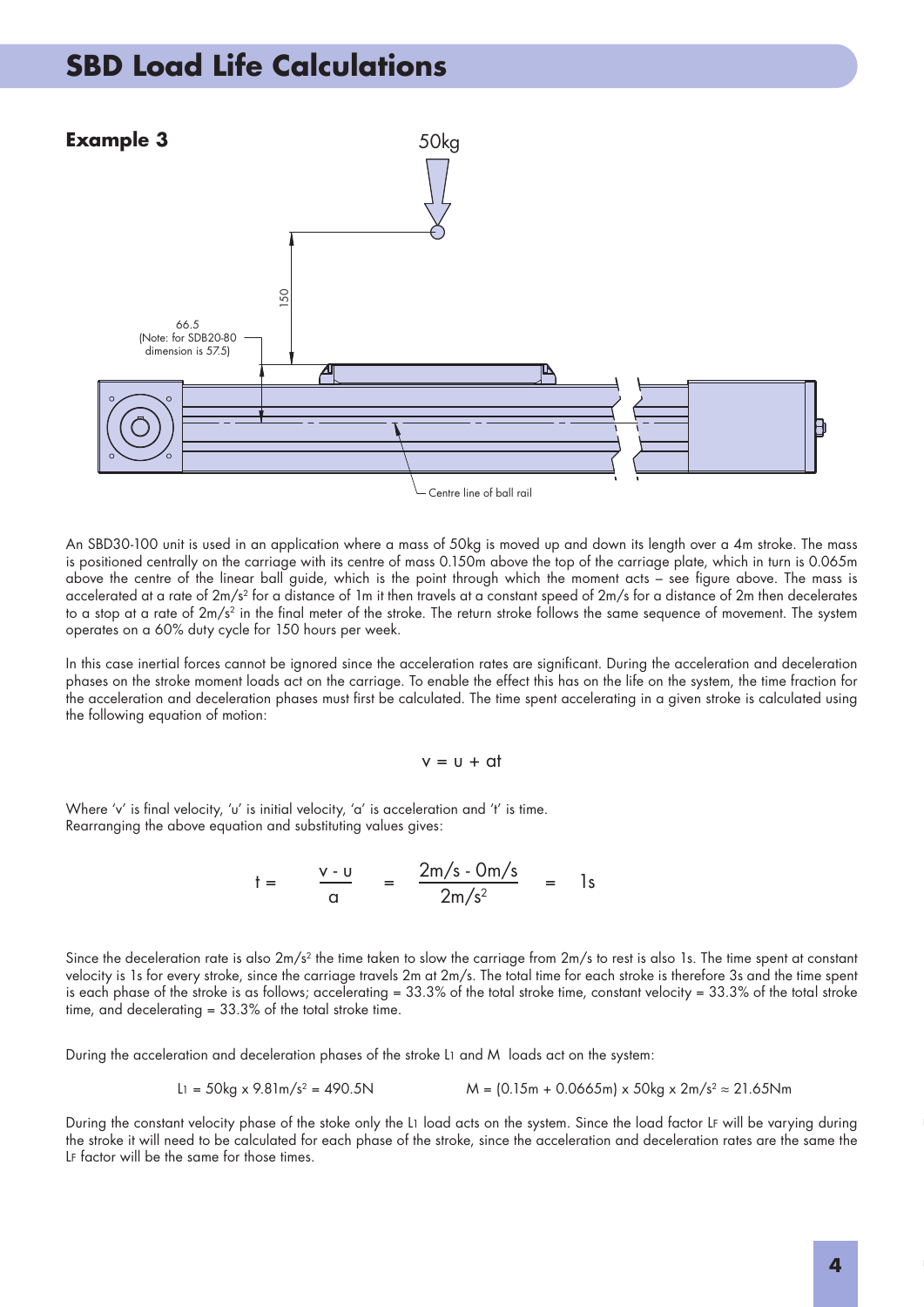# SBD Load Life Calculations

## Example 3

An SBD30-100 unit is used in an application where a mass of 50kg is moved up and down its length over a 4m stroke. The mass is positioned centrally on the carriage with its centre of mass 0.150m above the top of the carriage plate, which in turn is 0.065m above the centre of the linear ball guide, which is the point through which the moment acts – see figure above. The mass is accelerated at a rate of $2m/s^2$ for a distance of 1m it then travels at a constant speed of 2m/s for a distance of 2m then decelerates to a stop at a rate of $2m/s^2$ in the final meter of the stroke. The return stroke follows the same sequence of movement. The system operates on a 60% duty cycle for 150 hours per week.

In this case inertial forces cannot be ignored since the acceleration rates are significant. During the acceleration and deceleration phases on the stroke moment loads act on the carriage. To enable the effect this has on the life on the system, the time fraction for the acceleration and deceleration phases must first be calculated. The time spent accelerating in a given stroke is calculated using the following equation of motion:

$$v = u + at$$

Where 'v' is final velocity, 'u' is initial velocity, 'a' is acceleration and 't' is time.
Rearranging the above equation and substituting values gives:

$$t = \frac{v - u}{a} = \frac{2m/s - 0m/s}{2m/s^2} = 1s$$

Since the deceleration rate is also $2m/s^2$ the time taken to slow the carriage from 2m/s to rest is also 1s. The time spent at constant velocity is 1s for every stroke, since the carriage travels 2m at 2m/s. The total time for each stroke is therefore 3s and the time spent is each phase of the stroke is as follows; accelerating = 33.3% of the total stroke time, constant velocity = 33.3% of the total stroke time, and decelerating = 33.3% of the total stroke time.

During the acceleration and deceleration phases of the stroke $L_1$ and M loads act on the system:

$$L_1 = 50kg \times 9.81m/s^2 = 490.5N \qquad M = (0.15m + 0.0665m) \times 50kg \times 2m/s^2 \approx 21.65Nm$$

During the constant velocity phase of the stoke only the $L_1$ load acts on the system. Since the load factor $L_F$ will be varying during the stroke it will need to be calculated for each phase of the stroke, since the acceleration and deceleration rates are the same the $L_F$ factor will be the same for those times.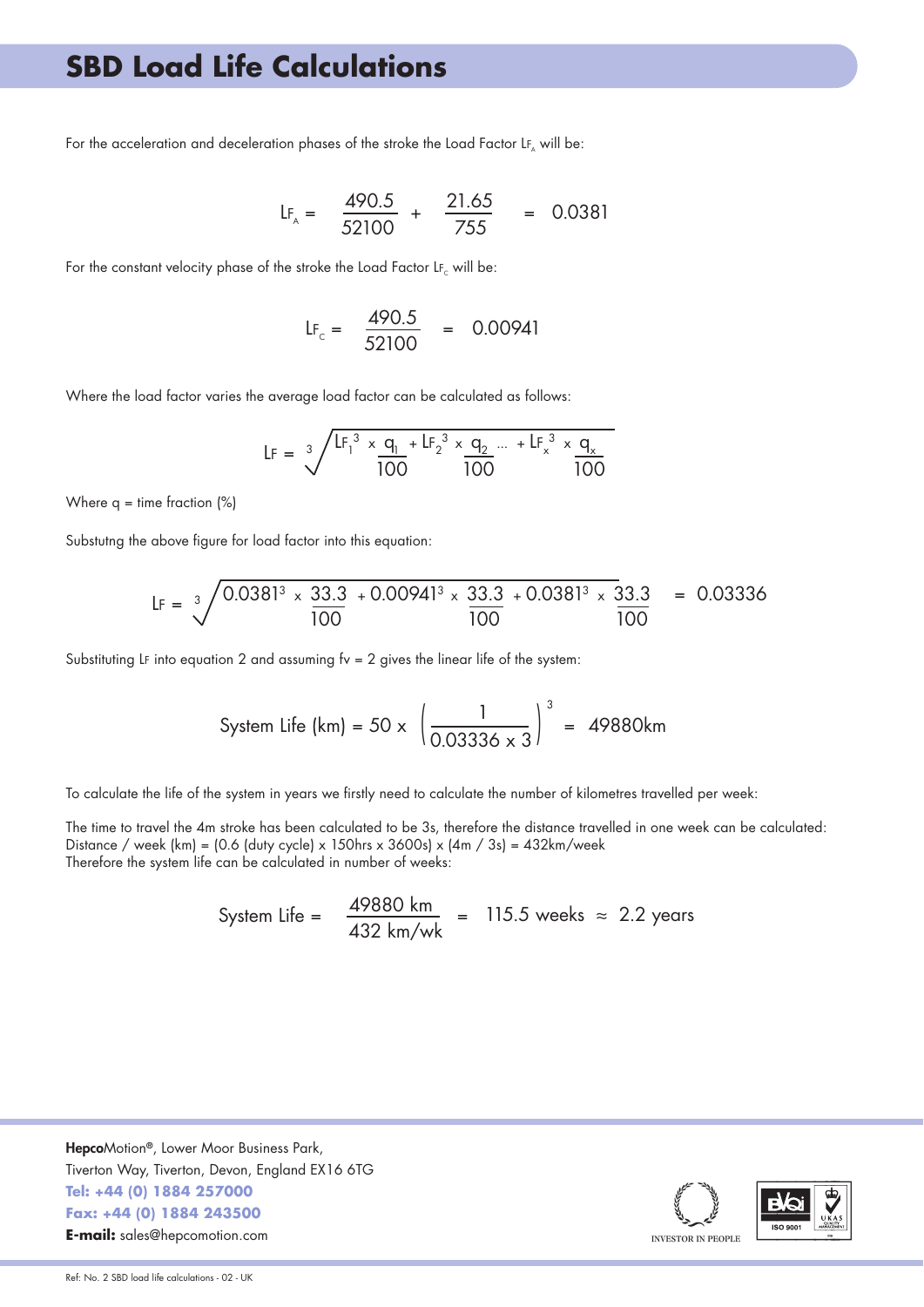# SBD Load Life Calculations

For the acceleration and deceleration phases of the stroke the Load Factor $LF_A$ will be:

$$LF_A = \frac{490.5}{52100} + \frac{21.65}{755} = 0.0381$$

For the constant velocity phase of the stroke the Load Factor $LF_C$ will be:

$$LF_C = \frac{490.5}{52100} = 0.00941$$

Where the load factor varies the average load factor can be calculated as follows:

$$LF = \sqrt[3]{LF_1^3 \times \frac{q_1}{100} + LF_2^3 \times \frac{q_2}{100} \ldots + LF_x^3 \times \frac{q_x}{100}}$$

Where q = time fraction (%)

Substutng the above figure for load factor into this equation:

$$LF = \sqrt[3]{0.0381^3 \times \frac{33.3}{100} + 0.00941^3 \times \frac{33.3}{100} + 0.0381^3 \times \frac{33.3}{100}} = 0.03336$$

Substituting LF into equation 2 and assuming fv = 2 gives the linear life of the system:

$$\text{System Life (km)} = 50 \times \left( \frac{1}{0.03336 \times 3} \right)^3 = 49880\text{km}$$

To calculate the life of the system in years we firstly need to calculate the number of kilometres travelled per week:

The time to travel the 4m stroke has been calculated to be 3s, therefore the distance travelled in one week can be calculated:
Distance / week (km) = (0.6 (duty cycle) x 150hrs x 3600s) x (4m / 3s) = 432km/week
Therefore the system life can be calculated in number of weeks:

$$\text{System Life} = \frac{49880 \text{ km}}{432 \text{ km/wk}} = 115.5 \text{ weeks} \approx 2.2 \text{ years}$$

**Hepco**Motion®, Lower Moor Business Park,
Tiverton Way, Tiverton, Devon, England EX16 6TG
**Tel: +44 (0) 1884 257000**
**Fax: +44 (0) 1884 243500**
**E-mail:** sales@hepcomotion.com

INVESTOR IN PEOPLE

ISO 9001

Ref: No. 2 SBD load life calculations - 02 - UK